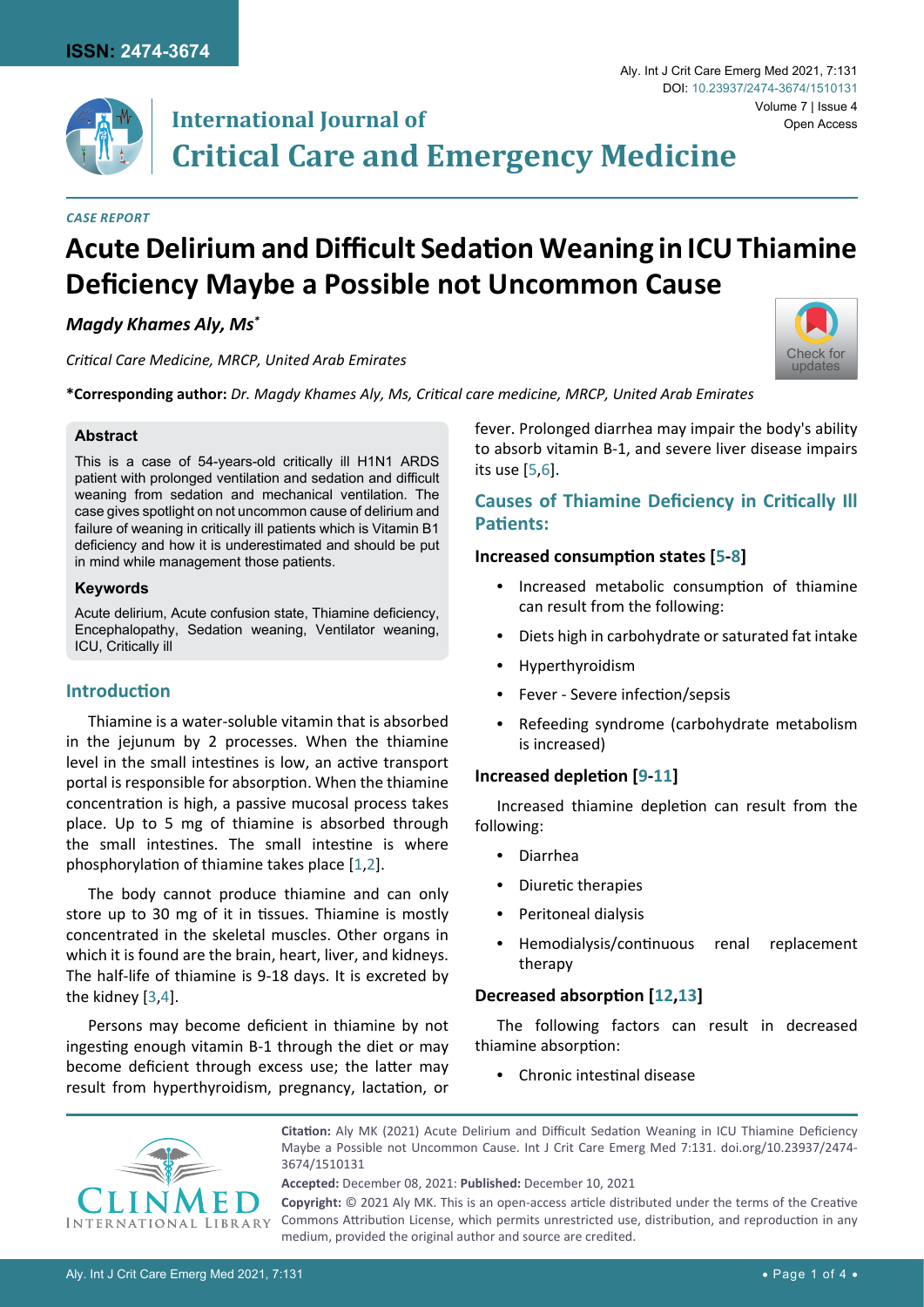ISSN: 2474-3674

International Journal of
# Critical Care and Emergency Medicine

*CASE REPORT*

# Acute Delirium and Difficult Sedation Weaning in ICU Thiamine Deficiency Maybe a Possible not Uncommon Cause

***Magdy Khames Aly, Ms****

*Critical Care Medicine, MRCP, United Arab Emirates*

**\*Corresponding author:** *Dr. Magdy Khames Aly, Ms, Critical care medicine, MRCP, United Arab Emirates*

### Abstract

This is a case of 54-years-old critically ill H1N1 ARDS patient with prolonged ventilation and sedation and difficult weaning from sedation and mechanical ventilation. The case gives spotlight on not uncommon cause of delirium and failure of weaning in critically ill patients which is Vitamin B1 deficiency and how it is underestimated and should be put in mind while management those patients.

### Keywords

Acute delirium, Acute confusion state, Thiamine deficiency, Encephalopathy, Sedation weaning, Ventilator weaning, ICU, Critically ill

## Introduction

Thiamine is a water-soluble vitamin that is absorbed in the jejunum by 2 processes. When the thiamine level in the small intestines is low, an active transport portal is responsible for absorption. When the thiamine concentration is high, a passive mucosal process takes place. Up to 5 mg of thiamine is absorbed through the small intestines. The small intestine is where phosphorylation of thiamine takes place [1,2].

The body cannot produce thiamine and can only store up to 30 mg of it in tissues. Thiamine is mostly concentrated in the skeletal muscles. Other organs in which it is found are the brain, heart, liver, and kidneys. The half-life of thiamine is 9-18 days. It is excreted by the kidney [3,4].

Persons may become deficient in thiamine by not ingesting enough vitamin B-1 through the diet or may become deficient through excess use; the latter may result from hyperthyroidism, pregnancy, lactation, or fever. Prolonged diarrhea may impair the body's ability to absorb vitamin B-1, and severe liver disease impairs its use [5,6].

## Causes of Thiamine Deficiency in Critically Ill Patients:

### Increased consumption states [5-8]

- Increased metabolic consumption of thiamine can result from the following:
- Diets high in carbohydrate or saturated fat intake
- Hyperthyroidism
- Fever - Severe infection/sepsis
- Refeeding syndrome (carbohydrate metabolism is increased)

### Increased depletion [9-11]

Increased thiamine depletion can result from the following:

- Diarrhea
- Diuretic therapies
- Peritoneal dialysis
- Hemodialysis/continuous renal replacement therapy

### Decreased absorption [12,13]

The following factors can result in decreased thiamine absorption:

- Chronic intestinal disease

**Citation:** Aly MK (2021) Acute Delirium and Difficult Sedation Weaning in ICU Thiamine Deficiency Maybe a Possible not Uncommon Cause. Int J Crit Care Emerg Med 7:131. doi.org/10.23937/2474-3674/1510131

**Accepted:** December 08, 2021: **Published:** December 10, 2021

**Copyright:** © 2021 Aly MK. This is an open-access article distributed under the terms of the Creative Commons Attribution License, which permits unrestricted use, distribution, and reproduction in any medium, provided the original author and source are credited.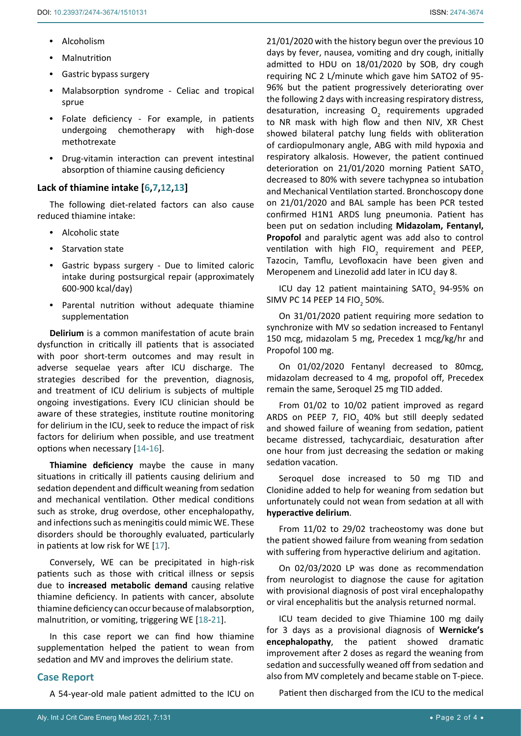- Alcoholism
- Malnutrition
- Gastric bypass surgery
- Malabsorption syndrome - Celiac and tropical sprue
- Folate deficiency - For example, in patients undergoing chemotherapy with high-dose methotrexate
- Drug-vitamin interaction can prevent intestinal absorption of thiamine causing deficiency

### Lack of thiamine intake [6,7,12,13]

The following diet-related factors can also cause reduced thiamine intake:

- Alcoholic state
- Starvation state
- Gastric bypass surgery - Due to limited caloric intake during postsurgical repair (approximately 600-900 kcal/day)
- Parental nutrition without adequate thiamine supplementation

**Delirium** is a common manifestation of acute brain dysfunction in critically ill patients that is associated with poor short-term outcomes and may result in adverse sequelae years after ICU discharge. The strategies described for the prevention, diagnosis, and treatment of ICU delirium is subjects of multiple ongoing investigations. Every ICU clinician should be aware of these strategies, institute routine monitoring for delirium in the ICU, seek to reduce the impact of risk factors for delirium when possible, and use treatment options when necessary [14-16].

**Thiamine deficiency** maybe the cause in many situations in critically ill patients causing delirium and sedation dependent and difficult weaning from sedation and mechanical ventilation. Other medical conditions such as stroke, drug overdose, other encephalopathy, and infections such as meningitis could mimic WE. These disorders should be thoroughly evaluated, particularly in patients at low risk for WE [17].

Conversely, WE can be precipitated in high-risk patients such as those with critical illness or sepsis due to **increased metabolic demand** causing relative thiamine deficiency. In patients with cancer, absolute thiamine deficiency can occur because of malabsorption, malnutrition, or vomiting, triggering WE [18-21].

In this case report we can find how thiamine supplementation helped the patient to wean from sedation and MV and improves the delirium state.

## Case Report

A 54-year-old male patient admitted to the ICU on 21/01/2020 with the history begun over the previous 10 days by fever, nausea, vomiting and dry cough, initially admitted to HDU on 18/01/2020 by SOB, dry cough requiring NC 2 L/minute which gave him SATO2 of 95-96% but the patient progressively deteriorating over the following 2 days with increasing respiratory distress, desaturation, increasing $O_2$ requirements upgraded to NR mask with high flow and then NIV, XR Chest showed bilateral patchy lung fields with obliteration of cardiopulmonary angle, ABG with mild hypoxia and respiratory alkalosis. However, the patient continued deterioration on 21/01/2020 morning Patient $SATO_2$ decreased to 80% with severe tachypnea so intubation and Mechanical Ventilation started. Bronchoscopy done on 21/01/2020 and BAL sample has been PCR tested confirmed H1N1 ARDS lung pneumonia. Patient has been put on sedation including **Midazolam, Fentanyl, Propofol** and paralytic agent was add also to control ventilation with high $FIO_2$ requirement and PEEP, Tazocin, Tamflu, Levofloxacin have been given and Meropenem and Linezolid add later in ICU day 8.

ICU day 12 patient maintaining $SATO_2$ 94-95% on SIMV PC 14 PEEP 14 $FIO_2$ 50%.

On 31/01/2020 patient requiring more sedation to synchronize with MV so sedation increased to Fentanyl 150 mcg, midazolam 5 mg, Precedex 1 mcg/kg/hr and Propofol 100 mg.

On 01/02/2020 Fentanyl decreased to 80mcg, midazolam decreased to 4 mg, propofol off, Precedex remain the same, Seroquel 25 mg TID added.

From 01/02 to 10/02 patient improved as regard ARDS on PEEP 7, $FIO_2$ 40% but still deeply sedated and showed failure of weaning from sedation, patient became distressed, tachycardiac, desaturation after one hour from just decreasing the sedation or making sedation vacation.

Seroquel dose increased to 50 mg TID and Clonidine added to help for weaning from sedation but unfortunately could not wean from sedation at all with **hyperactive delirium**.

From 11/02 to 29/02 tracheostomy was done but the patient showed failure from weaning from sedation with suffering from hyperactive delirium and agitation.

On 02/03/2020 LP was done as recommendation from neurologist to diagnose the cause for agitation with provisional diagnosis of post viral encephalopathy or viral encephalitis but the analysis returned normal.

ICU team decided to give Thiamine 100 mg daily for 3 days as a provisional diagnosis of **Wernicke's encephalopathy**, the patient showed dramatic improvement after 2 doses as regard the weaning from sedation and successfully weaned off from sedation and also from MV completely and became stable on T-piece.

Patient then discharged from the ICU to the medical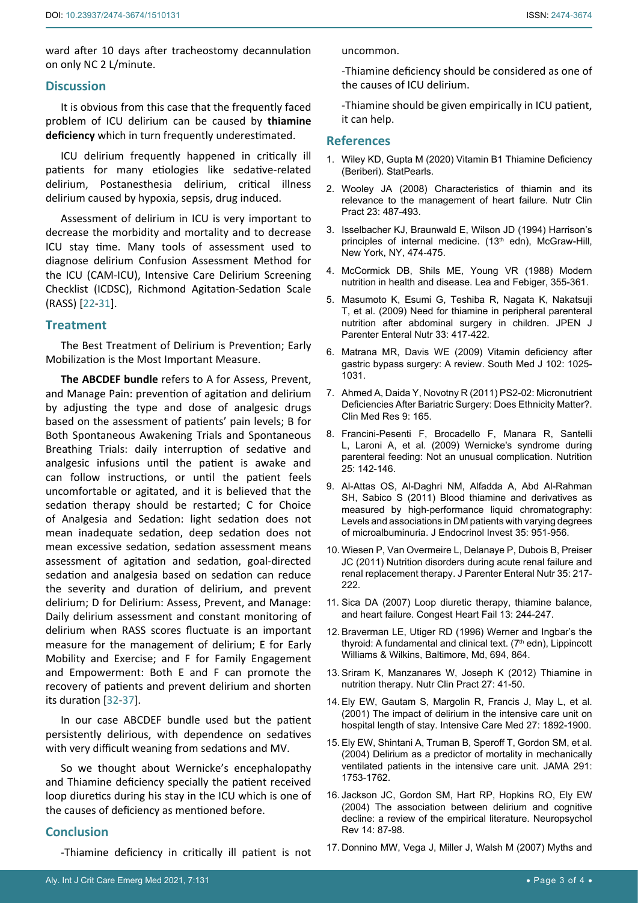ward after 10 days after tracheostomy decannulation on only NC 2 L/minute.

## Discussion

It is obvious from this case that the frequently faced problem of ICU delirium can be caused by **thiamine deficiency** which in turn frequently underestimated.

ICU delirium frequently happened in critically ill patients for many etiologies like sedative-related delirium, Postanesthesia delirium, critical illness delirium caused by hypoxia, sepsis, drug induced.

Assessment of delirium in ICU is very important to decrease the morbidity and mortality and to decrease ICU stay time. Many tools of assessment used to diagnose delirium Confusion Assessment Method for the ICU (CAM-ICU), Intensive Care Delirium Screening Checklist (ICDSC), Richmond Agitation-Sedation Scale (RASS) [22-31].

## Treatment

The Best Treatment of Delirium is Prevention; Early Mobilization is the Most Important Measure.

**The ABCDEF bundle** refers to A for Assess, Prevent, and Manage Pain: prevention of agitation and delirium by adjusting the type and dose of analgesic drugs based on the assessment of patients' pain levels; B for Both Spontaneous Awakening Trials and Spontaneous Breathing Trials: daily interruption of sedative and analgesic infusions until the patient is awake and can follow instructions, or until the patient feels uncomfortable or agitated, and it is believed that the sedation therapy should be restarted; C for Choice of Analgesia and Sedation: light sedation does not mean inadequate sedation, deep sedation does not mean excessive sedation, sedation assessment means assessment of agitation and sedation, goal-directed sedation and analgesia based on sedation can reduce the severity and duration of delirium, and prevent delirium; D for Delirium: Assess, Prevent, and Manage: Daily delirium assessment and constant monitoring of delirium when RASS scores fluctuate is an important measure for the management of delirium; E for Early Mobility and Exercise; and F for Family Engagement and Empowerment: Both E and F can promote the recovery of patients and prevent delirium and shorten its duration [32-37].

In our case ABCDEF bundle used but the patient persistently delirious, with dependence on sedatives with very difficult weaning from sedations and MV.

So we thought about Wernicke's encephalopathy and Thiamine deficiency specially the patient received loop diuretics during his stay in the ICU which is one of the causes of deficiency as mentioned before.

## Conclusion

-Thiamine deficiency in critically ill patient is not uncommon.

-Thiamine deficiency should be considered as one of the causes of ICU delirium.

-Thiamine should be given empirically in ICU patient, it can help.

## References

1. Wiley KD, Gupta M (2020) Vitamin B1 Thiamine Deficiency (Beriberi). StatPearls.
2. Wooley JA (2008) Characteristics of thiamin and its relevance to the management of heart failure. Nutr Clin Pract 23: 487-493.
3. Isselbacher KJ, Braunwald E, Wilson JD (1994) Harrison's principles of internal medicine. (13th edn), McGraw-Hill, New York, NY, 474-475.
4. McCormick DB, Shils ME, Young VR (1988) Modern nutrition in health and disease. Lea and Febiger, 355-361.
5. Masumoto K, Esumi G, Teshiba R, Nagata K, Nakatsuji T, et al. (2009) Need for thiamine in peripheral parenteral nutrition after abdominal surgery in children. JPEN J Parenter Enteral Nutr 33: 417-422.
6. Matrana MR, Davis WE (2009) Vitamin deficiency after gastric bypass surgery: A review. South Med J 102: 1025-1031.
7. Ahmed A, Daida Y, Novotny R (2011) PS2-02: Micronutrient Deficiencies After Bariatric Surgery: Does Ethnicity Matter?. Clin Med Res 9: 165.
8. Francini-Pesenti F, Brocadello F, Manara R, Santelli L, Laroni A, et al. (2009) Wernicke's syndrome during parenteral feeding: Not an unusual complication. Nutrition 25: 142-146.
9. Al-Attas OS, Al-Daghri NM, Alfadda A, Abd Al-Rahman SH, Sabico S (2011) Blood thiamine and derivatives as measured by high-performance liquid chromatography: Levels and associations in DM patients with varying degrees of microalbuminuria. J Endocrinol Invest 35: 951-956.
10. Wiesen P, Van Overmeire L, Delanaye P, Dubois B, Preiser JC (2011) Nutrition disorders during acute renal failure and renal replacement therapy. J Parenter Enteral Nutr 35: 217-222.
11. Sica DA (2007) Loop diuretic therapy, thiamine balance, and heart failure. Congest Heart Fail 13: 244-247.
12. Braverman LE, Utiger RD (1996) Werner and Ingbar's the thyroid: A fundamental and clinical text. (7th edn), Lippincott Williams & Wilkins, Baltimore, Md, 694, 864.
13. Sriram K, Manzanares W, Joseph K (2012) Thiamine in nutrition therapy. Nutr Clin Pract 27: 41-50.
14. Ely EW, Gautam S, Margolin R, Francis J, May L, et al. (2001) The impact of delirium in the intensive care unit on hospital length of stay. Intensive Care Med 27: 1892-1900.
15. Ely EW, Shintani A, Truman B, Speroff T, Gordon SM, et al. (2004) Delirium as a predictor of mortality in mechanically ventilated patients in the intensive care unit. JAMA 291: 1753-1762.
16. Jackson JC, Gordon SM, Hart RP, Hopkins RO, Ely EW (2004) The association between delirium and cognitive decline: a review of the empirical literature. Neuropsychol Rev 14: 87-98.
17. Donnino MW, Vega J, Miller J, Walsh M (2007) Myths and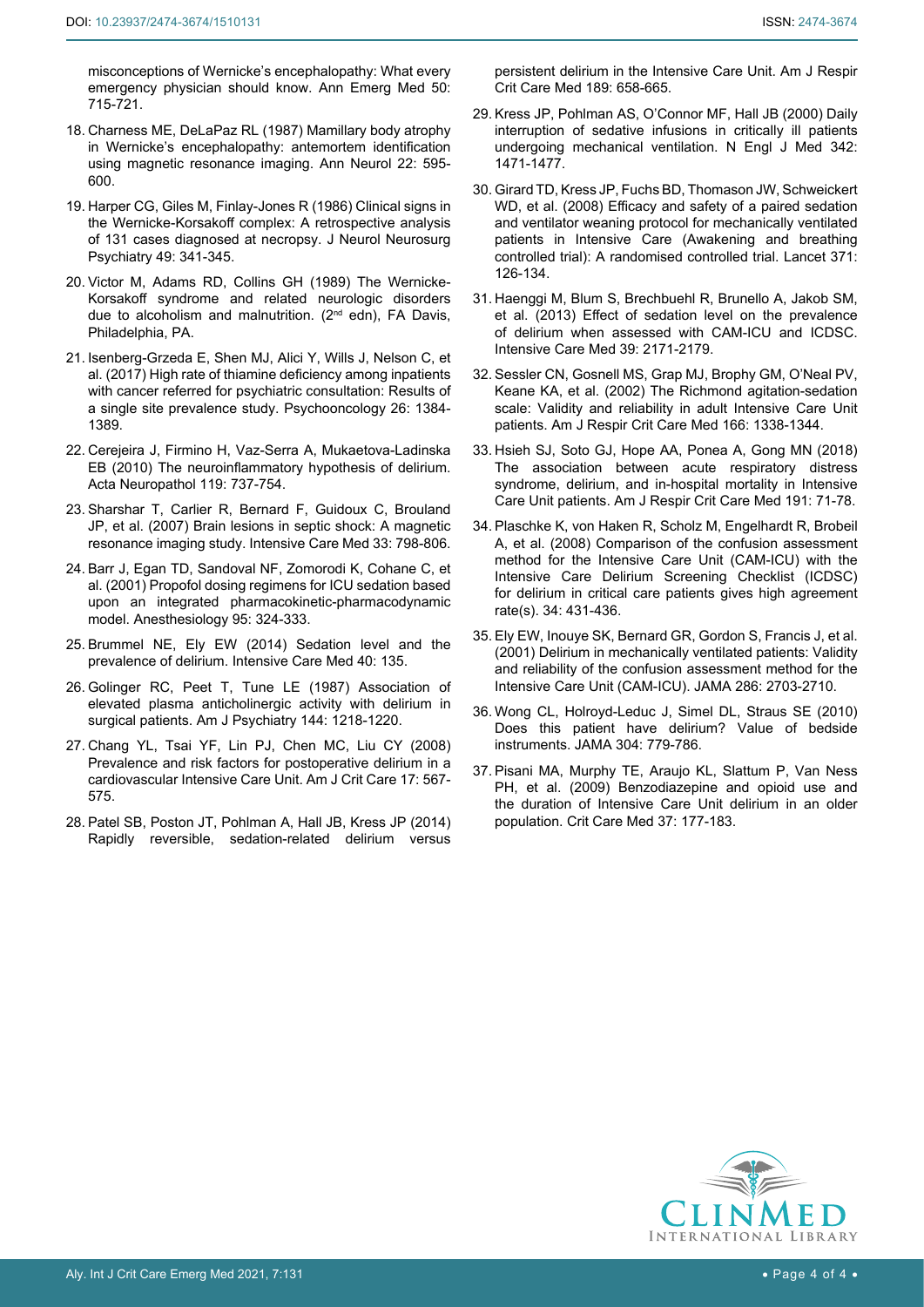misconceptions of Wernicke's encephalopathy: What every emergency physician should know. Ann Emerg Med 50: 715-721.

18. Charness ME, DeLaPaz RL (1987) Mamillary body atrophy in Wernicke's encephalopathy: antemortem identification using magnetic resonance imaging. Ann Neurol 22: 595-600.
19. Harper CG, Giles M, Finlay-Jones R (1986) Clinical signs in the Wernicke-Korsakoff complex: A retrospective analysis of 131 cases diagnosed at necropsy. J Neurol Neurosurg Psychiatry 49: 341-345.
20. Victor M, Adams RD, Collins GH (1989) The Wernicke-Korsakoff syndrome and related neurologic disorders due to alcoholism and malnutrition. (2nd edn), FA Davis, Philadelphia, PA.
21. Isenberg-Grzeda E, Shen MJ, Alici Y, Wills J, Nelson C, et al. (2017) High rate of thiamine deficiency among inpatients with cancer referred for psychiatric consultation: Results of a single site prevalence study. Psychooncology 26: 1384-1389.
22. Cerejeira J, Firmino H, Vaz-Serra A, Mukaetova-Ladinska EB (2010) The neuroinflammatory hypothesis of delirium. Acta Neuropathol 119: 737-754.
23. Sharshar T, Carlier R, Bernard F, Guidoux C, Brouland JP, et al. (2007) Brain lesions in septic shock: A magnetic resonance imaging study. Intensive Care Med 33: 798-806.
24. Barr J, Egan TD, Sandoval NF, Zomorodi K, Cohane C, et al. (2001) Propofol dosing regimens for ICU sedation based upon an integrated pharmacokinetic-pharmacodynamic model. Anesthesiology 95: 324-333.
25. Brummel NE, Ely EW (2014) Sedation level and the prevalence of delirium. Intensive Care Med 40: 135.
26. Golinger RC, Peet T, Tune LE (1987) Association of elevated plasma anticholinergic activity with delirium in surgical patients. Am J Psychiatry 144: 1218-1220.
27. Chang YL, Tsai YF, Lin PJ, Chen MC, Liu CY (2008) Prevalence and risk factors for postoperative delirium in a cardiovascular Intensive Care Unit. Am J Crit Care 17: 567-575.
28. Patel SB, Poston JT, Pohlman A, Hall JB, Kress JP (2014) Rapidly reversible, sedation-related delirium versus persistent delirium in the Intensive Care Unit. Am J Respir Crit Care Med 189: 658-665.
29. Kress JP, Pohlman AS, O'Connor MF, Hall JB (2000) Daily interruption of sedative infusions in critically ill patients undergoing mechanical ventilation. N Engl J Med 342: 1471-1477.
30. Girard TD, Kress JP, Fuchs BD, Thomason JW, Schweickert WD, et al. (2008) Efficacy and safety of a paired sedation and ventilator weaning protocol for mechanically ventilated patients in Intensive Care (Awakening and breathing controlled trial): A randomised controlled trial. Lancet 371: 126-134.
31. Haenggi M, Blum S, Brechbuehl R, Brunello A, Jakob SM, et al. (2013) Effect of sedation level on the prevalence of delirium when assessed with CAM-ICU and ICDSC. Intensive Care Med 39: 2171-2179.
32. Sessler CN, Gosnell MS, Grap MJ, Brophy GM, O'Neal PV, Keane KA, et al. (2002) The Richmond agitation-sedation scale: Validity and reliability in adult Intensive Care Unit patients. Am J Respir Crit Care Med 166: 1338-1344.
33. Hsieh SJ, Soto GJ, Hope AA, Ponea A, Gong MN (2018) The association between acute respiratory distress syndrome, delirium, and in-hospital mortality in Intensive Care Unit patients. Am J Respir Crit Care Med 191: 71-78.
34. Plaschke K, von Haken R, Scholz M, Engelhardt R, Brobeil A, et al. (2008) Comparison of the confusion assessment method for the Intensive Care Unit (CAM-ICU) with the Intensive Care Delirium Screening Checklist (ICDSC) for delirium in critical care patients gives high agreement rate(s). 34: 431-436.
35. Ely EW, Inouye SK, Bernard GR, Gordon S, Francis J, et al. (2001) Delirium in mechanically ventilated patients: Validity and reliability of the confusion assessment method for the Intensive Care Unit (CAM-ICU). JAMA 286: 2703-2710.
36. Wong CL, Holroyd-Leduc J, Simel DL, Straus SE (2010) Does this patient have delirium? Value of bedside instruments. JAMA 304: 779-786.
37. Pisani MA, Murphy TE, Araujo KL, Slattum P, Van Ness PH, et al. (2009) Benzodiazepine and opioid use and the duration of Intensive Care Unit delirium in an older population. Crit Care Med 37: 177-183.